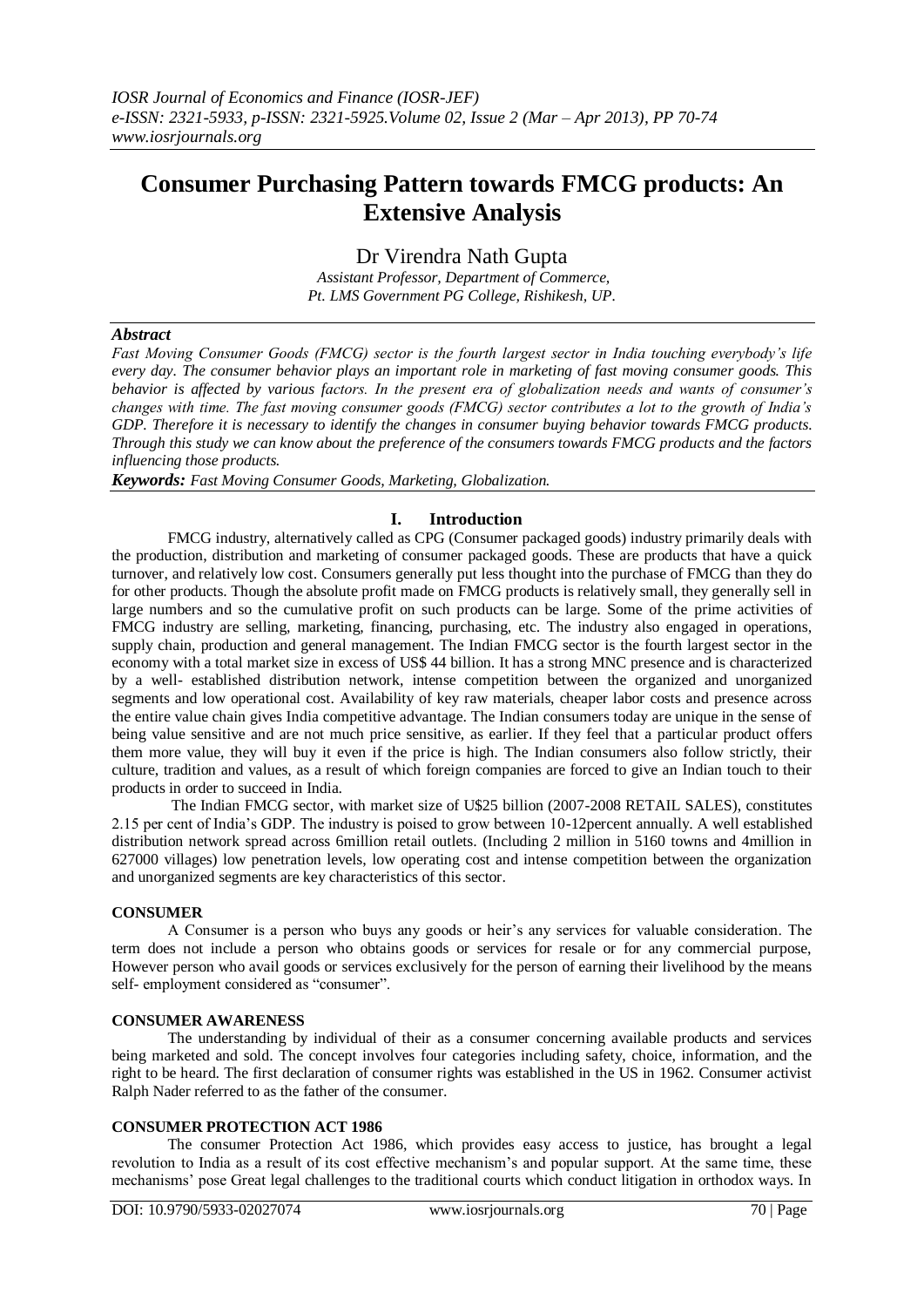# Consumer Purchasing Pattern towards FMCG products: An Extensive Analysis

Dr Virendra Nath Gupta

*Assistant Professor, Department of Commerce, Pt. LMS Government PG College, Rishikesh, UP.*

### *Abstract*

*Fast Moving Consumer Goods (FMCG) sector is the fourth largest sector in India touching everybody's life every day. The consumer behavior plays an important role in marketing of fast moving consumer goods. This behavior is affected by various factors. In the present era of globalization needs and wants of consumer's changes with time. The fast moving consumer goods (FMCG) sector contributes a lot to the growth of India's GDP. Therefore it is necessary to identify the changes in consumer buying behavior towards FMCG products. Through this study we can know about the preference of the consumers towards FMCG products and the factors influencing those products.*

***Keywords:*** *Fast Moving Consumer Goods, Marketing, Globalization.*

## I. Introduction

FMCG industry, alternatively called as CPG (Consumer packaged goods) industry primarily deals with the production, distribution and marketing of consumer packaged goods. These are products that have a quick turnover, and relatively low cost. Consumers generally put less thought into the purchase of FMCG than they do for other products. Though the absolute profit made on FMCG products is relatively small, they generally sell in large numbers and so the cumulative profit on such products can be large. Some of the prime activities of FMCG industry are selling, marketing, financing, purchasing, etc. The industry also engaged in operations, supply chain, production and general management. The Indian FMCG sector is the fourth largest sector in the economy with a total market size in excess of US$ 44 billion. It has a strong MNC presence and is characterized by a well- established distribution network, intense competition between the organized and unorganized segments and low operational cost. Availability of key raw materials, cheaper labor costs and presence across the entire value chain gives India competitive advantage. The Indian consumers today are unique in the sense of being value sensitive and are not much price sensitive, as earlier. If they feel that a particular product offers them more value, they will buy it even if the price is high. The Indian consumers also follow strictly, their culture, tradition and values, as a result of which foreign companies are forced to give an Indian touch to their products in order to succeed in India.

The Indian FMCG sector, with market size of U$25 billion (2007-2008 RETAIL SALES), constitutes 2.15 per cent of India's GDP. The industry is poised to grow between 10-12percent annually. A well established distribution network spread across 6million retail outlets. (Including 2 million in 5160 towns and 4million in 627000 villages) low penetration levels, low operating cost and intense competition between the organization and unorganized segments are key characteristics of this sector.

### CONSUMER

A Consumer is a person who buys any goods or heir's any services for valuable consideration. The term does not include a person who obtains goods or services for resale or for any commercial purpose, However person who avail goods or services exclusively for the person of earning their livelihood by the means self- employment considered as "consumer".

### CONSUMER AWARENESS

The understanding by individual of their as a consumer concerning available products and services being marketed and sold. The concept involves four categories including safety, choice, information, and the right to be heard. The first declaration of consumer rights was established in the US in 1962. Consumer activist Ralph Nader referred to as the father of the consumer.

### CONSUMER PROTECTION ACT 1986

The consumer Protection Act 1986, which provides easy access to justice, has brought a legal revolution to India as a result of its cost effective mechanism's and popular support. At the same time, these mechanisms' pose Great legal challenges to the traditional courts which conduct litigation in orthodox ways. In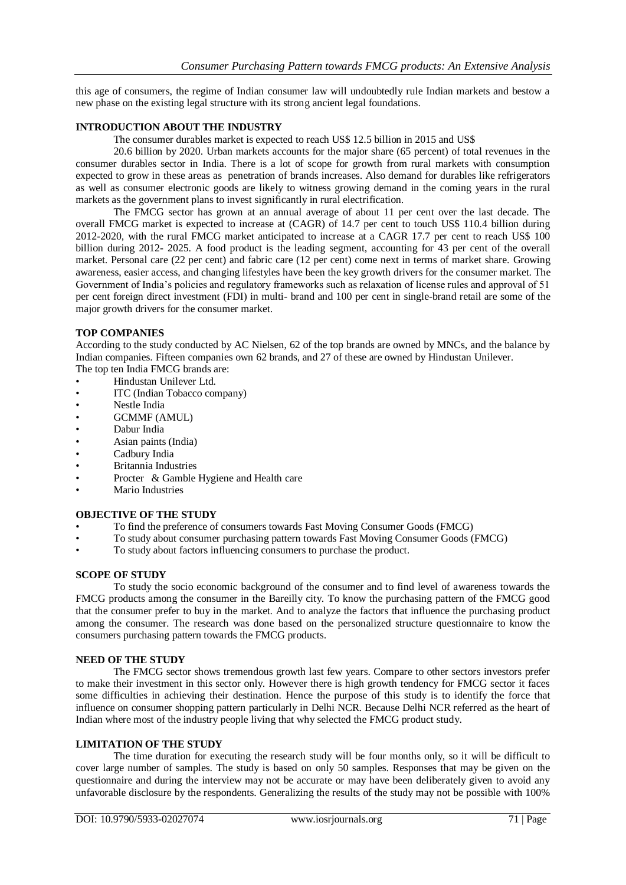this age of consumers, the regime of Indian consumer law will undoubtedly rule Indian markets and bestow a new phase on the existing legal structure with its strong ancient legal foundations.

## INTRODUCTION ABOUT THE INDUSTRY

The consumer durables market is expected to reach US$ 12.5 billion in 2015 and US$

20.6 billion by 2020. Urban markets accounts for the major share (65 percent) of total revenues in the consumer durables sector in India. There is a lot of scope for growth from rural markets with consumption expected to grow in these areas as penetration of brands increases. Also demand for durables like refrigerators as well as consumer electronic goods are likely to witness growing demand in the coming years in the rural markets as the government plans to invest significantly in rural electrification.

The FMCG sector has grown at an annual average of about 11 per cent over the last decade. The overall FMCG market is expected to increase at (CAGR) of 14.7 per cent to touch US$ 110.4 billion during 2012-2020, with the rural FMCG market anticipated to increase at a CAGR 17.7 per cent to reach US$ 100 billion during 2012- 2025. A food product is the leading segment, accounting for 43 per cent of the overall market. Personal care (22 per cent) and fabric care (12 per cent) come next in terms of market share. Growing awareness, easier access, and changing lifestyles have been the key growth drivers for the consumer market. The Government of India's policies and regulatory frameworks such as relaxation of license rules and approval of 51 per cent foreign direct investment (FDI) in multi- brand and 100 per cent in single-brand retail are some of the major growth drivers for the consumer market.

## TOP COMPANIES

According to the study conducted by AC Nielsen, 62 of the top brands are owned by MNCs, and the balance by Indian companies. Fifteen companies own 62 brands, and 27 of these are owned by Hindustan Unilever.
The top ten India FMCG brands are:

- Hindustan Unilever Ltd.
- ITC (Indian Tobacco company)
- Nestle India
- GCMMF (AMUL)
- Dabur India
- Asian paints (India)
- Cadbury India
- Britannia Industries
- Procter & Gamble Hygiene and Health care
- Mario Industries

## OBJECTIVE OF THE STUDY

- To find the preference of consumers towards Fast Moving Consumer Goods (FMCG)
- To study about consumer purchasing pattern towards Fast Moving Consumer Goods (FMCG)
- To study about factors influencing consumers to purchase the product.

## SCOPE OF STUDY

To study the socio economic background of the consumer and to find level of awareness towards the FMCG products among the consumer in the Bareilly city. To know the purchasing pattern of the FMCG good that the consumer prefer to buy in the market. And to analyze the factors that influence the purchasing product among the consumer. The research was done based on the personalized structure questionnaire to know the consumers purchasing pattern towards the FMCG products.

## NEED OF THE STUDY

The FMCG sector shows tremendous growth last few years. Compare to other sectors investors prefer to make their investment in this sector only. However there is high growth tendency for FMCG sector it faces some difficulties in achieving their destination. Hence the purpose of this study is to identify the force that influence on consumer shopping pattern particularly in Delhi NCR. Because Delhi NCR referred as the heart of Indian where most of the industry people living that why selected the FMCG product study.

## LIMITATION OF THE STUDY

The time duration for executing the research study will be four months only, so it will be difficult to cover large number of samples. The study is based on only 50 samples. Responses that may be given on the questionnaire and during the interview may not be accurate or may have been deliberately given to avoid any unfavorable disclosure by the respondents. Generalizing the results of the study may not be possible with 100%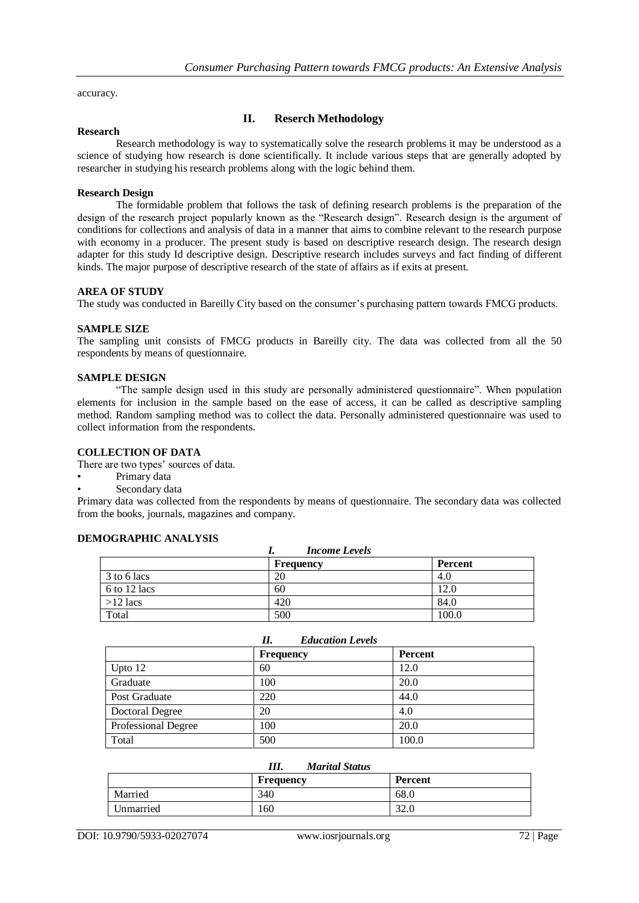accuracy.

## II. Reserch Methodology

**Research**

Research methodology is way to systematically solve the research problems it may be understood as a science of studying how research is done scientifically. It include various steps that are generally adopted by researcher in studying his research problems along with the logic behind them.

**Research Design**

The formidable problem that follows the task of defining research problems is the preparation of the design of the research project popularly known as the "Research design". Research design is the argument of conditions for collections and analysis of data in a manner that aims to combine relevant to the research purpose with economy in a producer. The present study is based on descriptive research design. The research design adapter for this study Id descriptive design. Descriptive research includes surveys and fact finding of different kinds. The major purpose of descriptive research of the state of affairs as if exits at present.

**AREA OF STUDY**

The study was conducted in Bareilly City based on the consumer's purchasing pattern towards FMCG products.

**SAMPLE SIZE**

The sampling unit consists of FMCG products in Bareilly city. The data was collected from all the 50 respondents by means of questionnaire.

**SAMPLE DESIGN**

"The sample design used in this study are personally administered questionnaire". When population elements for inclusion in the sample based on the ease of access, it can be called as descriptive sampling method. Random sampling method was to collect the data. Personally administered questionnaire was used to collect information from the respondents.

**COLLECTION OF DATA**

There are two types' sources of data.

- Primary data
- Secondary data

Primary data was collected from the respondents by means of questionnaire. The secondary data was collected from the books, journals, magazines and company.

**DEMOGRAPHIC ANALYSIS**

***I. Income Levels***

| | Frequency | Percent |
|---|---|---|
| 3 to 6 lacs | 20 | 4.0 |
| 6 to 12 lacs | 60 | 12.0 |
| >12 lacs | 420 | 84.0 |
| Total | 500 | 100.0 |

***II. Education Levels***

| | Frequency | Percent |
|---|---|---|
| Upto 12 | 60 | 12.0 |
| Graduate | 100 | 20.0 |
| Post Graduate | 220 | 44.0 |
| Doctoral Degree | 20 | 4.0 |
| Professional Degree | 100 | 20.0 |
| Total | 500 | 100.0 |

***III. Marital Status***

| | Frequency | Percent |
|---|---|---|
| Married | 340 | 68.0 |
| Unmarried | 160 | 32.0 |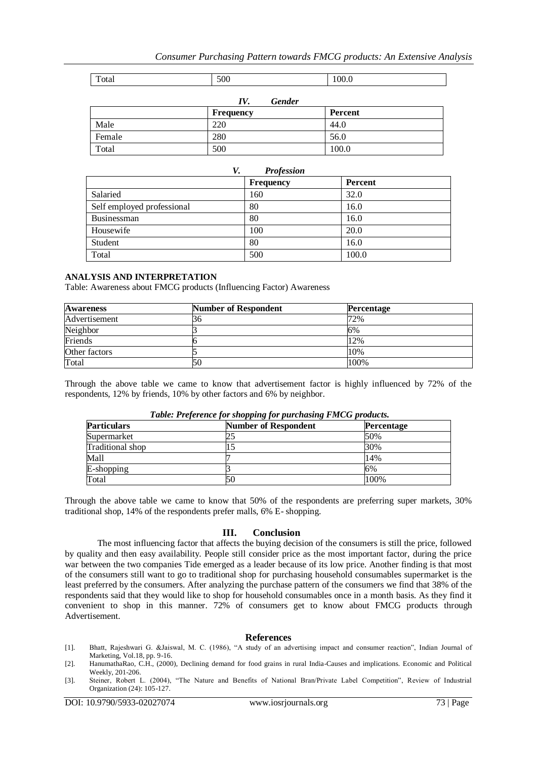| | | |
|---|---|---|
| Total | 500 | 100.0 |

*IV. Gender*

| | Frequency | Percent |
|---|---|---|
| Male | 220 | 44.0 |
| Female | 280 | 56.0 |
| Total | 500 | 100.0 |

*V. Profession*

| | Frequency | Percent |
|---|---|---|
| Salaried | 160 | 32.0 |
| Self employed professional | 80 | 16.0 |
| Businessman | 80 | 16.0 |
| Housewife | 100 | 20.0 |
| Student | 80 | 16.0 |
| Total | 500 | 100.0 |

**ANALYSIS AND INTERPRETATION**

Table: Awareness about FMCG products (Influencing Factor) Awareness

| Awareness | Number of Respondent | Percentage |
|---|---|---|
| Advertisement | 36 | 72% |
| Neighbor | 3 | 6% |
| Friends | 6 | 12% |
| Other factors | 5 | 10% |
| Total | 50 | 100% |

Through the above table we came to know that advertisement factor is highly influenced by 72% of the respondents, 12% by friends, 10% by other factors and 6% by neighbor.

*Table: Preference for shopping for purchasing FMCG products.*

| Particulars | Number of Respondent | Percentage |
|---|---|---|
| Supermarket | 25 | 50% |
| Traditional shop | 15 | 30% |
| Mall | 7 | 14% |
| E-shopping | 3 | 6% |
| Total | 50 | 100% |

Through the above table we came to know that 50% of the respondents are preferring super markets, 30% traditional shop, 14% of the respondents prefer malls, 6% E- shopping.

## III. Conclusion

The most influencing factor that affects the buying decision of the consumers is still the price, followed by quality and then easy availability. People still consider price as the most important factor, during the price war between the two companies Tide emerged as a leader because of its low price. Another finding is that most of the consumers still want to go to traditional shop for purchasing household consumables supermarket is the least preferred by the consumers. After analyzing the purchase pattern of the consumers we find that 38% of the respondents said that they would like to shop for household consumables once in a month basis. As they find it convenient to shop in this manner. 72% of consumers get to know about FMCG products through Advertisement.

## References

[1]. Bhatt, Rajeshwari G. &Jaiswal, M. C. (1986), "A study of an advertising impact and consumer reaction", Indian Journal of Marketing, Vol.18, pp. 9-16.

[2]. HanumathaRao, C.H., (2000), Declining demand for food grains in rural India-Causes and implications. Economic and Political Weekly, 201-206.

[3]. Steiner, Robert L. (2004), "The Nature and Benefits of National Bran/Private Label Competition", Review of Industrial Organization (24): 105-127.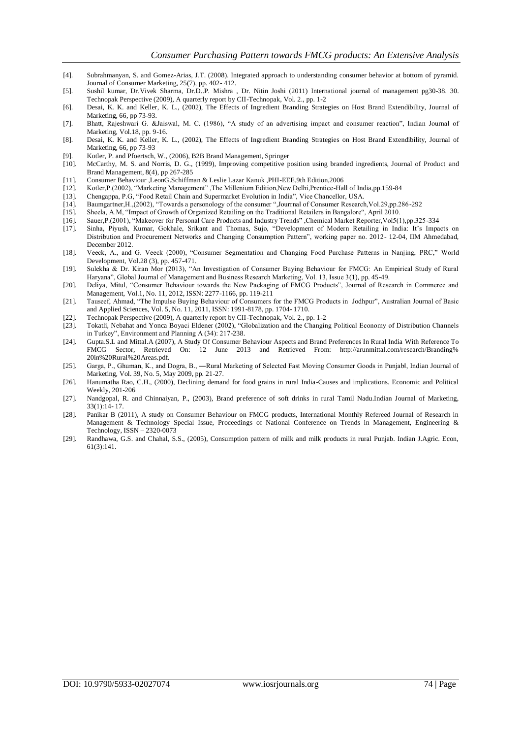[4]. Subrahmanyan, S. and Gomez-Arias, J.T. (2008). Integrated approach to understanding consumer behavior at bottom of pyramid. Journal of Consumer Marketing, 25(7), pp. 402- 412.

[5]. Sushil kumar, Dr.Vivek Sharma, Dr.D..P. Mishra , Dr. Nitin Joshi (2011) International journal of management pg30-38. 30. Technopak Perspective (2009), A quarterly report by CII-Technopak, Vol. 2., pp. 1-2

[6]. Desai, K. K. and Keller, K. L., (2002), The Effects of Ingredient Branding Strategies on Host Brand Extendibility, Journal of Marketing, 66, pp 73-93.

[7]. Bhatt, Rajeshwari G. &Jaiswal, M. C. (1986), "A study of an advertising impact and consumer reaction", Indian Journal of Marketing, Vol.18, pp. 9-16.

[8]. Desai, K. K. and Keller, K. L., (2002), The Effects of Ingredient Branding Strategies on Host Brand Extendibility, Journal of Marketing, 66, pp 73-93

[9]. Kotler, P. and Pfoertsch, W., (2006), B2B Brand Management, Springer

[10]. McCarthy, M. S. and Norris, D. G., (1999), Improving competitive position using branded ingredients, Journal of Product and Brand Management, 8(4), pp 267-285

[11]. Consumer Behaviour ,LeonG.Schiffman & Leslie Lazar Kanuk ,PHI-EEE,9th Edition,2006

[12]. Kotler,P.(2002), "Marketing Management" ,The Millenium Edition,New Delhi,Prentice-Hall of India,pp.159-84

[13]. Chengappa, P.G, "Food Retail Chain and Supermarket Evolution in India", Vice Chancellor, USA.

[14]. Baumgartner,H.,(2002), "Towards a personology of the consumer ",Jourrnal of Consumer Research,Vol.29,pp.286-292

[15]. Sheela, A.M, "Impact of Growth of Organized Retailing on the Traditional Retailers in Bangalore", April 2010.

[16]. Sauer,P.(2001), "Makeover for Personal Care Products and Industry Trends" ,Chemical Market Reporter,Vol5(1),pp.325-334

[17]. Sinha, Piyush, Kumar, Gokhale, Srikant and Thomas, Sujo, "Development of Modern Retailing in India: It's Impacts on Distribution and Procurement Networks and Changing Consumption Pattern", working paper no. 2012- 12-04, IIM Ahmedabad, December 2012.

[18]. Veeck, A., and G. Veeck (2000), "Consumer Segmentation and Changing Food Purchase Patterns in Nanjing, PRC," World Development, Vol.28 (3), pp. 457-471.

[19]. Sulekha & Dr. Kiran Mor (2013), "An Investigation of Consumer Buying Behaviour for FMCG: An Empirical Study of Rural Haryana", Global Journal of Management and Business Research Marketing, Vol. 13, Issue 3(1), pp. 45-49.

[20]. Deliya, Mitul, "Consumer Behaviour towards the New Packaging of FMCG Products", Journal of Research in Commerce and Management, Vol.1, No. 11, 2012, ISSN: 2277-1166, pp. 119-211

[21]. Tauseef, Ahmad, "The Impulse Buying Behaviour of Consumers for the FMCG Products in Jodhpur", Australian Journal of Basic and Applied Sciences, Vol. 5, No. 11, 2011, ISSN: 1991-8178, pp. 1704- 1710.

[22]. Technopak Perspective (2009), A quarterly report by CII-Technopak, Vol. 2., pp. 1-2

[23]. Tokatli, Nebahat and Yonca Boyaci Eldener (2002), "Globalization and the Changing Political Economy of Distribution Channels in Turkey", Environment and Planning A (34): 217-238.

[24]. Gupta.S.L and Mittal.A (2007), A Study Of Consumer Behaviour Aspects and Brand Preferences In Rural India With Reference To FMCG Sector, Retrieved On: 12 June 2013 and Retrieved From: http://arunmittal.com/research/Branding%20in%20Rural%20Areas.pdf.

[25]. Garga, P., Ghuman, K., and Dogra, B., ―Rural Marketing of Selected Fast Moving Consumer Goods in Punjab‖, Indian Journal of Marketing, Vol. 39, No. 5, May 2009, pp. 21-27.

[26]. Hanumatha Rao, C.H., (2000), Declining demand for food grains in rural India-Causes and implications. Economic and Political Weekly, 201-206

[27]. Nandgopal, R. and Chinnaiyan, P., (2003), Brand preference of soft drinks in rural Tamil Nadu.Indian Journal of Marketing, 33(1):14- 17.

[28]. Panikar B (2011), A study on Consumer Behaviour on FMCG products, International Monthly Refereed Journal of Research in Management & Technology Special Issue, Proceedings of National Conference on Trends in Management, Engineering & Technology, ISSN – 2320-0073

[29]. Randhawa, G.S. and Chahal, S.S., (2005), Consumption pattern of milk and milk products in rural Punjab. Indian J.Agric. Econ, 61(3):141.